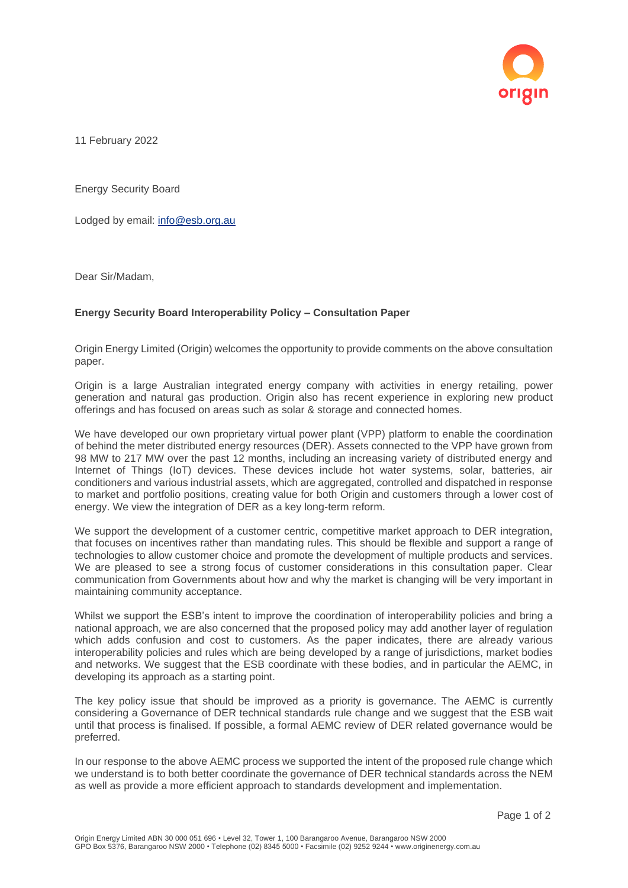11 February 2022

Energy Security Board

Lodged by email: [info@esb.org.au](mailto:info@esb.org.au)

Dear Sir/Madam,

**Energy Security Board Interoperability Policy – Consultation Paper**

Origin Energy Limited (Origin) welcomes the opportunity to provide comments on the above consultation paper.

Origin is a large Australian integrated energy company with activities in energy retailing, power generation and natural gas production. Origin also has recent experience in exploring new product offerings and has focused on areas such as solar & storage and connected homes.

We have developed our own proprietary virtual power plant (VPP) platform to enable the coordination of behind the meter distributed energy resources (DER). Assets connected to the VPP have grown from 98 MW to 217 MW over the past 12 months, including an increasing variety of distributed energy and Internet of Things (IoT) devices. These devices include hot water systems, solar, batteries, air conditioners and various industrial assets, which are aggregated, controlled and dispatched in response to market and portfolio positions, creating value for both Origin and customers through a lower cost of energy. We view the integration of DER as a key long-term reform.

We support the development of a customer centric, competitive market approach to DER integration, that focuses on incentives rather than mandating rules. This should be flexible and support a range of technologies to allow customer choice and promote the development of multiple products and services. We are pleased to see a strong focus of customer considerations in this consultation paper. Clear communication from Governments about how and why the market is changing will be very important in maintaining community acceptance.

Whilst we support the ESB's intent to improve the coordination of interoperability policies and bring a national approach, we are also concerned that the proposed policy may add another layer of regulation which adds confusion and cost to customers. As the paper indicates, there are already various interoperability policies and rules which are being developed by a range of jurisdictions, market bodies and networks. We suggest that the ESB coordinate with these bodies, and in particular the AEMC, in developing its approach as a starting point.

The key policy issue that should be improved as a priority is governance. The AEMC is currently considering a Governance of DER technical standards rule change and we suggest that the ESB wait until that process is finalised. If possible, a formal AEMC review of DER related governance would be preferred.

In our response to the above AEMC process we supported the intent of the proposed rule change which we understand is to both better coordinate the governance of DER technical standards across the NEM as well as provide a more efficient approach to standards development and implementation.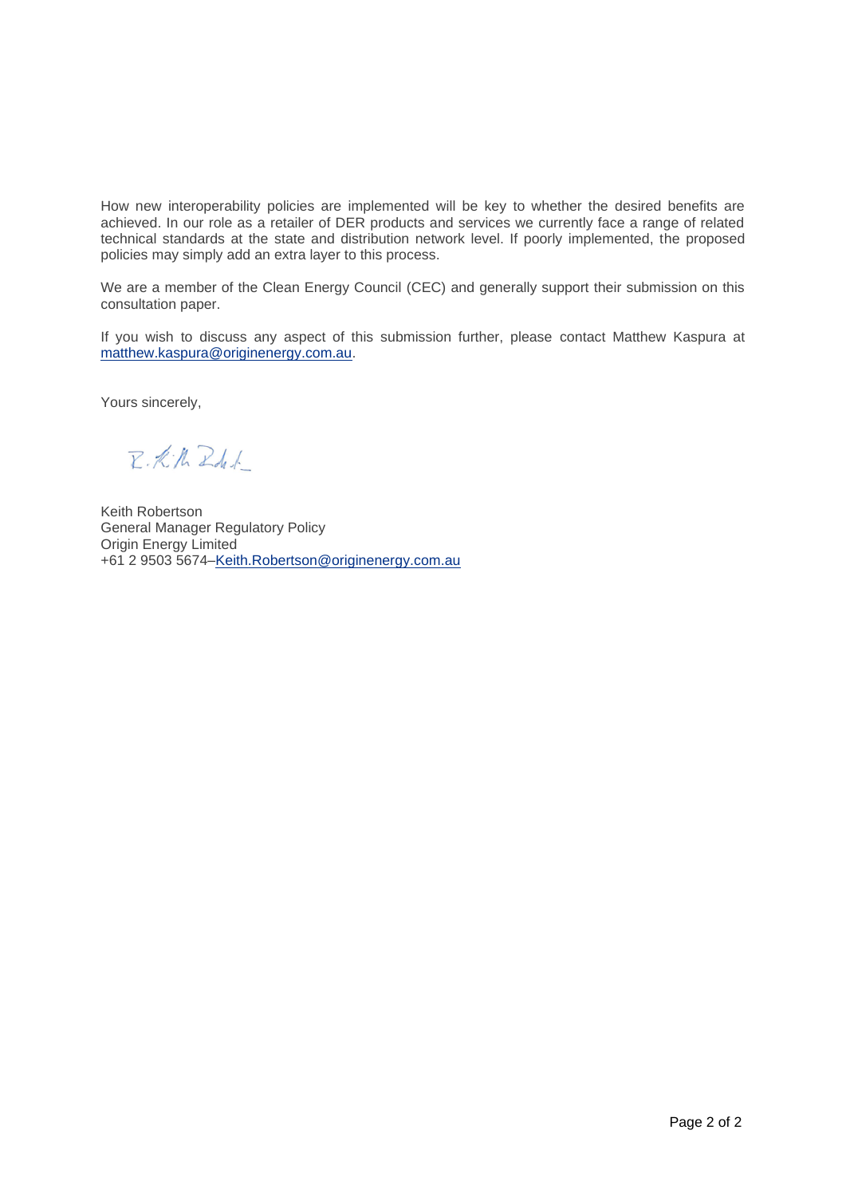How new interoperability policies are implemented will be key to whether the desired benefits are achieved. In our role as a retailer of DER products and services we currently face a range of related technical standards at the state and distribution network level. If poorly implemented, the proposed policies may simply add an extra layer to this process.

We are a member of the Clean Energy Council (CEC) and generally support their submission on this consultation paper.

If you wish to discuss any aspect of this submission further, please contact Matthew Kaspura at matthew.kaspura@originenergy.com.au.

Yours sincerely,

Keith Robertson
General Manager Regulatory Policy
Origin Energy Limited
+61 2 9503 5674–Keith.Robertson@originenergy.com.au